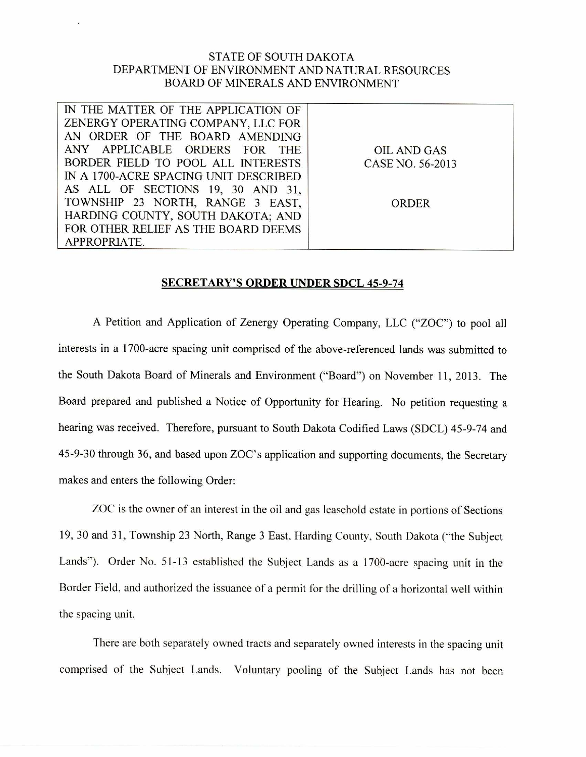STATE OF SOUTH DAKOTA
DEPARTMENT OF ENVIRONMENT AND NATURAL RESOURCES
BOARD OF MINERALS AND ENVIRONMENT

| IN THE MATTER OF THE APPLICATION OF ZENERGY OPERATING COMPANY, LLC FOR AN ORDER OF THE BOARD AMENDING ANY APPLICABLE ORDERS FOR THE BORDER FIELD TO POOL ALL INTERESTS IN A 1700-ACRE SPACING UNIT DESCRIBED AS ALL OF SECTIONS 19, 30 AND 31, TOWNSHIP 23 NORTH, RANGE 3 EAST, HARDING COUNTY, SOUTH DAKOTA; AND FOR OTHER RELIEF AS THE BOARD DEEMS APPROPRIATE. | OIL AND GAS CASE NO. 56-2013<br><br>ORDER |
|---|---|

**SECRETARY'S ORDER UNDER SDCL 45-9-74**

A Petition and Application of Zenergy Operating Company, LLC ("ZOC") to pool all interests in a 1700-acre spacing unit comprised of the above-referenced lands was submitted to the South Dakota Board of Minerals and Environment ("Board") on November 11, 2013. The Board prepared and published a Notice of Opportunity for Hearing. No petition requesting a hearing was received. Therefore, pursuant to South Dakota Codified Laws (SDCL) 45-9-74 and 45-9-30 through 36, and based upon ZOC's application and supporting documents, the Secretary makes and enters the following Order:

ZOC is the owner of an interest in the oil and gas leasehold estate in portions of Sections 19, 30 and 31, Township 23 North, Range 3 East, Harding County, South Dakota ("the Subject Lands"). Order No. 51-13 established the Subject Lands as a 1700-acre spacing unit in the Border Field, and authorized the issuance of a permit for the drilling of a horizontal well within the spacing unit.

There are both separately owned tracts and separately owned interests in the spacing unit comprised of the Subject Lands. Voluntary pooling of the Subject Lands has not been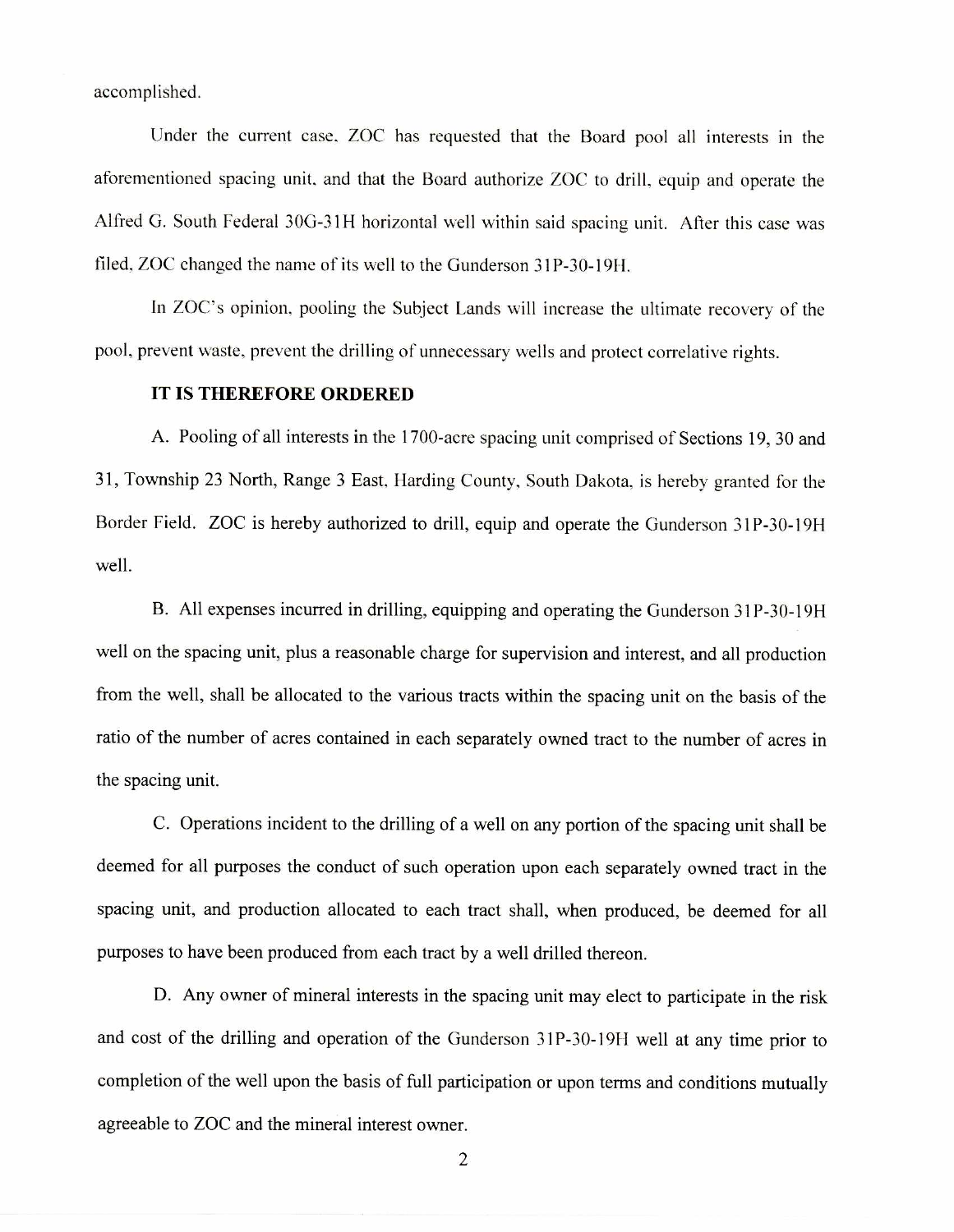accomplished.

Under the current case, ZOC has requested that the Board pool all interests in the aforementioned spacing unit, and that the Board authorize ZOC to drill, equip and operate the Alfred G. South Federal 30G-31H horizontal well within said spacing unit. After this case was filed, ZOC changed the name of its well to the Gunderson 31P-30-19H.

In ZOC's opinion, pooling the Subject Lands will increase the ultimate recovery of the pool, prevent waste, prevent the drilling of unnecessary wells and protect correlative rights.

**IT IS THEREFORE ORDERED**

A. Pooling of all interests in the 1700-acre spacing unit comprised of Sections 19, 30 and 31, Township 23 North, Range 3 East, Harding County, South Dakota, is hereby granted for the Border Field. ZOC is hereby authorized to drill, equip and operate the Gunderson 31P-30-19H well.

B. All expenses incurred in drilling, equipping and operating the Gunderson 31P-30-19H well on the spacing unit, plus a reasonable charge for supervision and interest, and all production from the well, shall be allocated to the various tracts within the spacing unit on the basis of the ratio of the number of acres contained in each separately owned tract to the number of acres in the spacing unit.

C. Operations incident to the drilling of a well on any portion of the spacing unit shall be deemed for all purposes the conduct of such operation upon each separately owned tract in the spacing unit, and production allocated to each tract shall, when produced, be deemed for all purposes to have been produced from each tract by a well drilled thereon.

D. Any owner of mineral interests in the spacing unit may elect to participate in the risk and cost of the drilling and operation of the Gunderson 31P-30-19H well at any time prior to completion of the well upon the basis of full participation or upon terms and conditions mutually agreeable to ZOC and the mineral interest owner.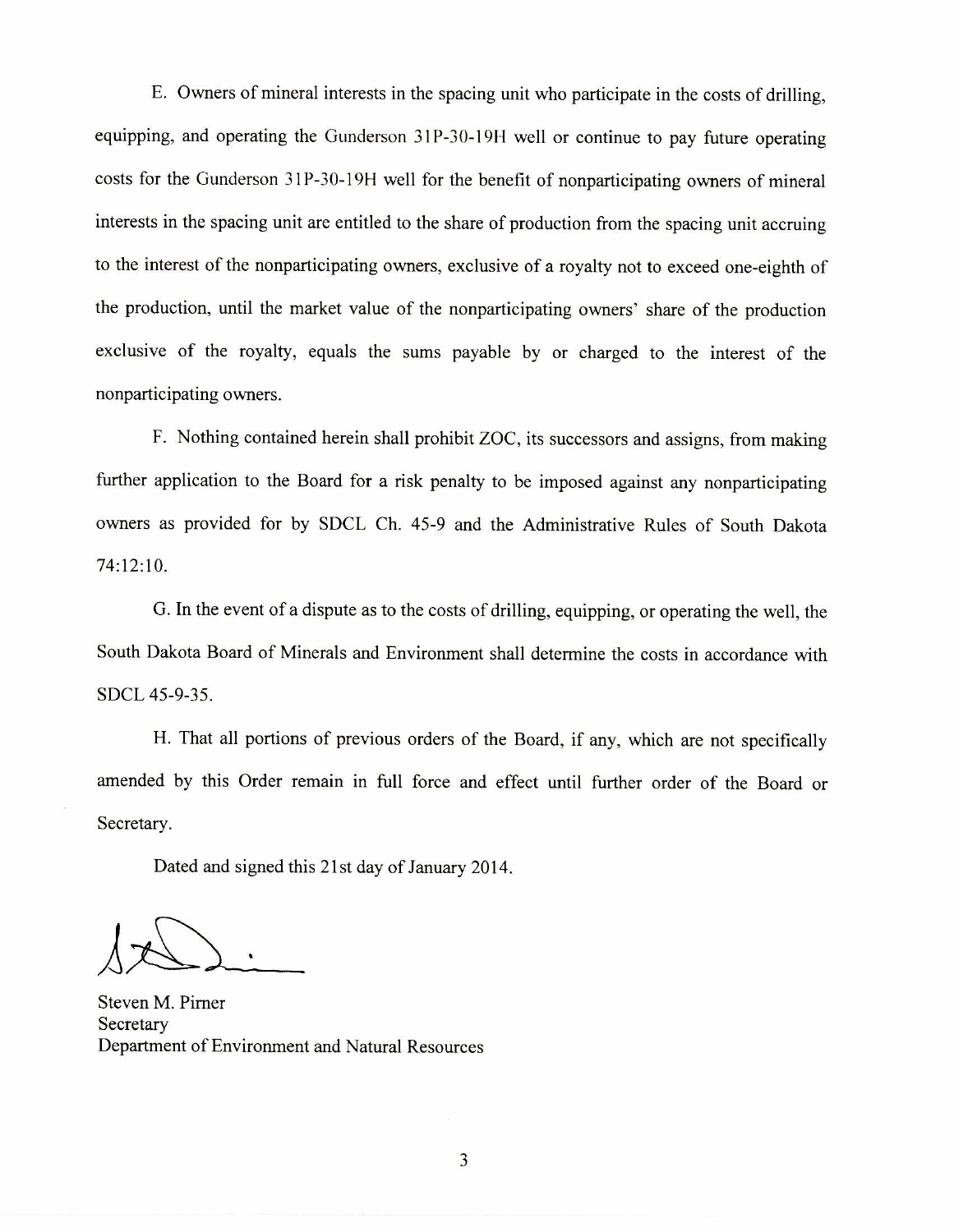E. Owners of mineral interests in the spacing unit who participate in the costs of drilling, equipping, and operating the Gunderson 31P-30-19H well or continue to pay future operating costs for the Gunderson 31P-30-19H well for the benefit of nonparticipating owners of mineral interests in the spacing unit are entitled to the share of production from the spacing unit accruing to the interest of the nonparticipating owners, exclusive of a royalty not to exceed one-eighth of the production, until the market value of the nonparticipating owners' share of the production exclusive of the royalty, equals the sums payable by or charged to the interest of the nonparticipating owners.

F. Nothing contained herein shall prohibit ZOC, its successors and assigns, from making further application to the Board for a risk penalty to be imposed against any nonparticipating owners as provided for by SDCL Ch. 45-9 and the Administrative Rules of South Dakota 74:12:10.

G. In the event of a dispute as to the costs of drilling, equipping, or operating the well, the South Dakota Board of Minerals and Environment shall determine the costs in accordance with SDCL 45-9-35.

H. That all portions of previous orders of the Board, if any, which are not specifically amended by this Order remain in full force and effect until further order of the Board or Secretary.

Dated and signed this 21st day of January 2014.

Steven M. Pirner
Secretary
Department of Environment and Natural Resources